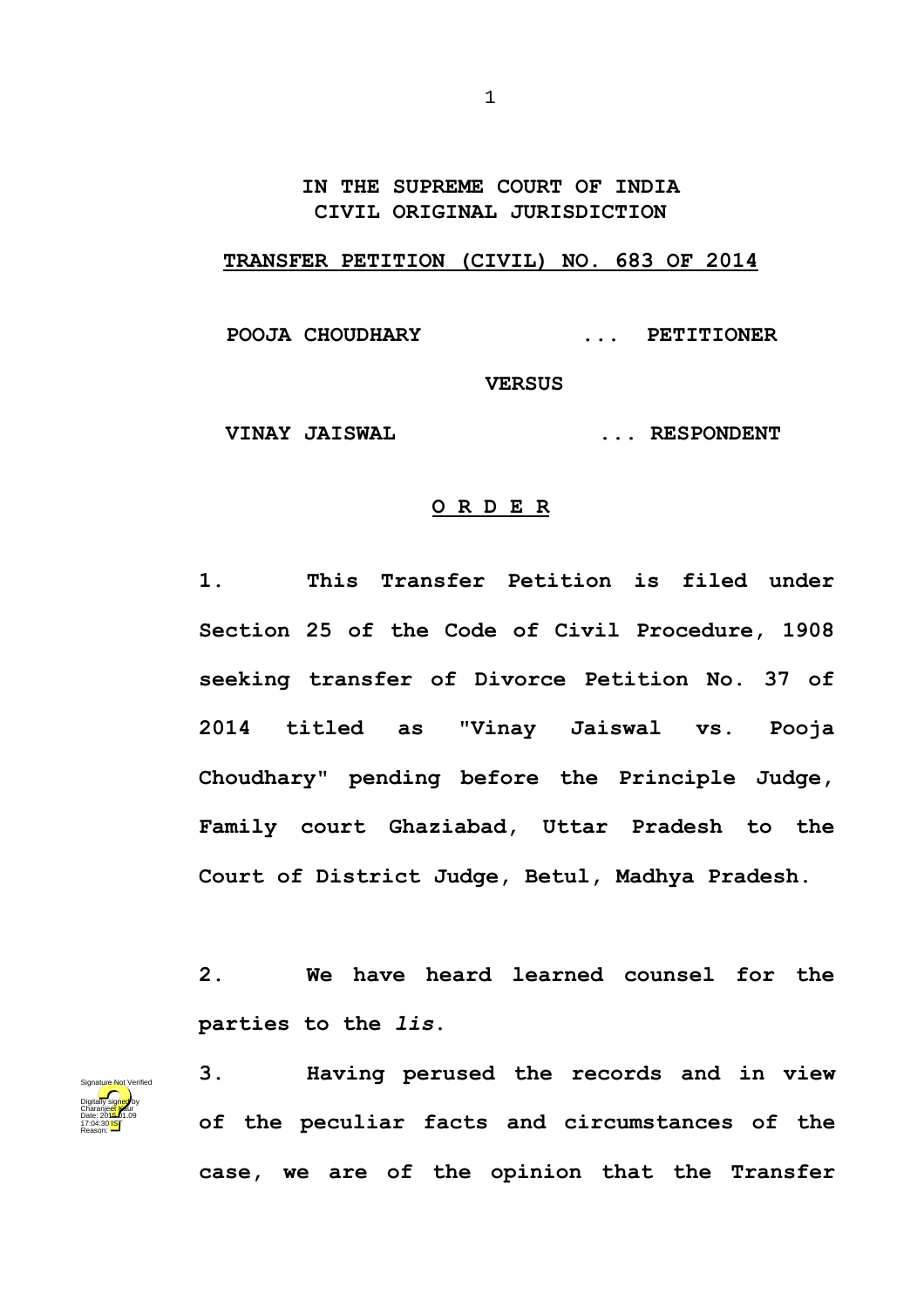**IN THE SUPREME COURT OF INDIA**
**CIVIL ORIGINAL JURISDICTION**

**TRANSFER PETITION (CIVIL) NO. 683 OF 2014**

**POOJA CHOUDHARY ... PETITIONER**

**VERSUS**

**VINAY JAISWAL ... RESPONDENT**

**O R D E R**

**1. This Transfer Petition is filed under Section 25 of the Code of Civil Procedure, 1908 seeking transfer of Divorce Petition No. 37 of 2014 titled as "Vinay Jaiswal vs. Pooja Choudhary" pending before the Principle Judge, Family court Ghaziabad, Uttar Pradesh to the Court of District Judge, Betul, Madhya Pradesh.**

**2. We have heard learned counsel for the parties to the *lis*.**

**3. Having perused the records and in view of the peculiar facts and circumstances of the case, we are of the opinion that the Transfer**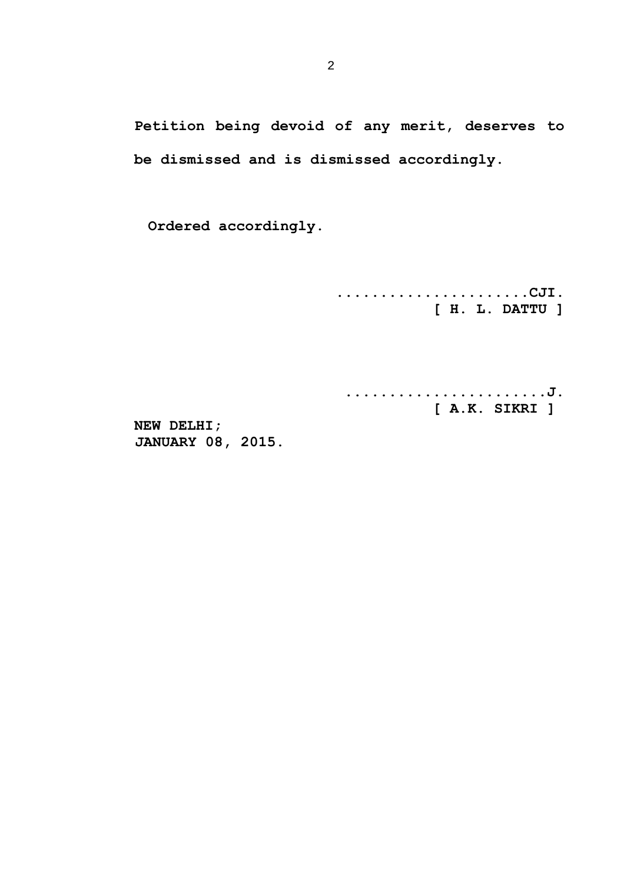**Petition being devoid of any merit, deserves to be dismissed and is dismissed accordingly.**

**Ordered accordingly.**

**......................CJI.**
**[ H. L. DATTU ]**

**.......................J.**
**[ A.K. SIKRI ]**

**NEW DELHI;**
**JANUARY 08, 2015.**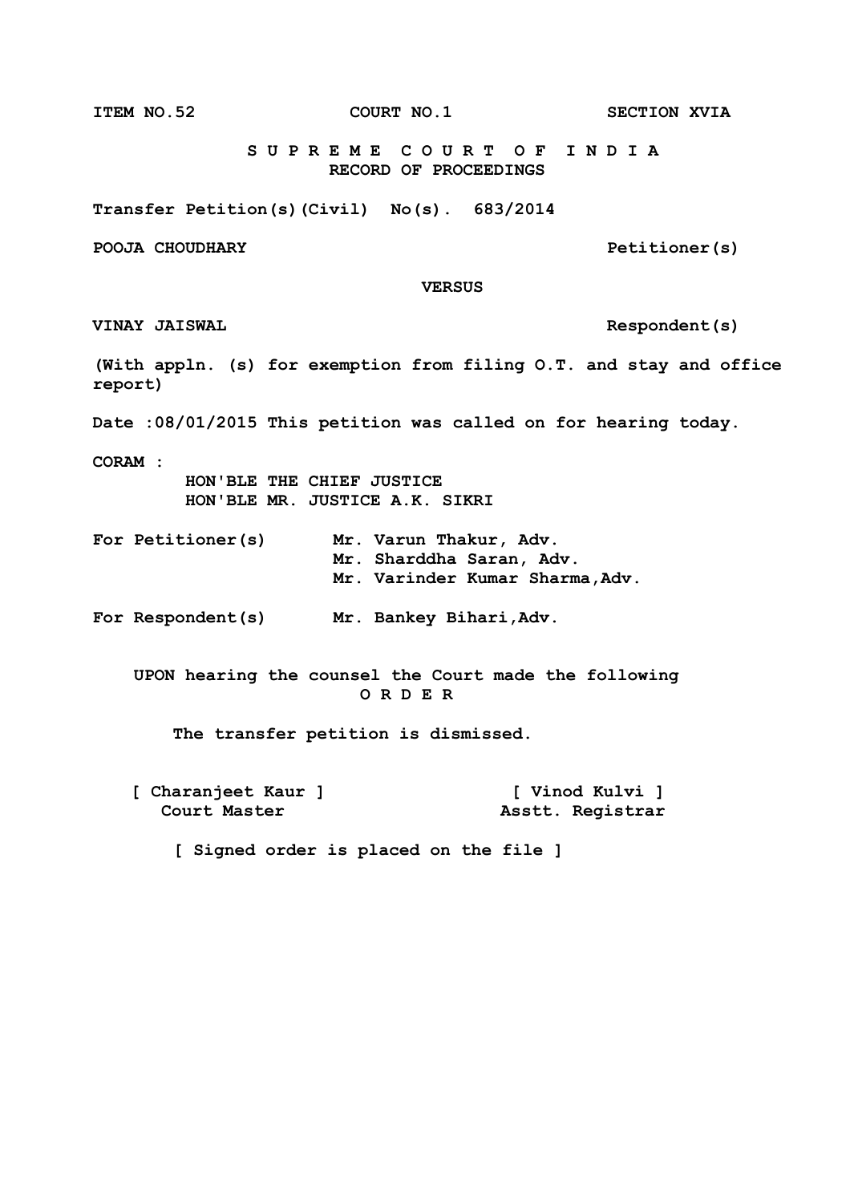ITEM NO.52 COURT NO.1 SECTION XVIA

**S U P R E M E C O U R T O F I N D I A**
**RECORD OF PROCEEDINGS**

Transfer Petition(s)(Civil) No(s). 683/2014

POOJA CHOUDHARY Petitioner(s)

VERSUS

VINAY JAISWAL Respondent(s)

(With appln. (s) for exemption from filing O.T. and stay and office report)

Date :08/01/2015 This petition was called on for hearing today.

CORAM :
HON'BLE THE CHIEF JUSTICE
HON'BLE MR. JUSTICE A.K. SIKRI

For Petitioner(s) Mr. Varun Thakur, Adv.
Mr. Sharddha Saran, Adv.
Mr. Varinder Kumar Sharma,Adv.

For Respondent(s) Mr. Bankey Bihari,Adv.

UPON hearing the counsel the Court made the following

**O R D E R**

The transfer petition is dismissed.

[ Charanjeet Kaur ] [ Vinod Kulvi ]
Court Master Asstt. Registrar

[ Signed order is placed on the file ]